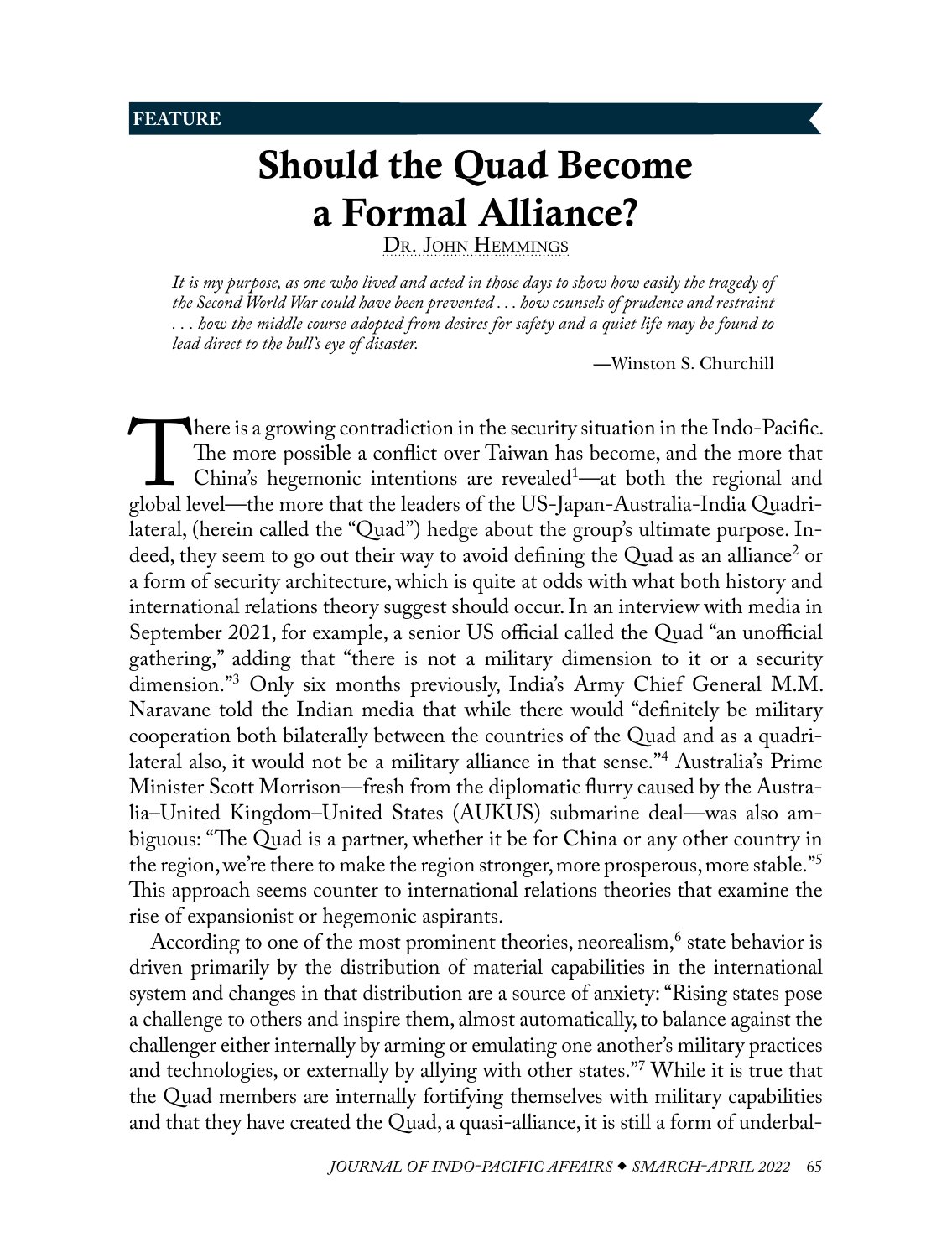FEATURE

# Should the Quad Become a Formal Alliance?

Dr. John Hemmings

*It is my purpose, as one who lived and acted in those days to show how easily the tragedy of the Second World War could have been prevented . . . how counsels of prudence and restraint . . . how the middle course adopted from desires for safety and a quiet life may be found to lead direct to the bull's eye of disaster.*

—Winston S. Churchill

There is a growing contradiction in the security situation in the Indo-Pacific. The more possible a conflict over Taiwan has become, and the more that China's hegemonic intentions are revealed[1]—at both the regional and global level—the more that the leaders of the US-Japan-Australia-India Quadrilateral, (herein called the "Quad") hedge about the group's ultimate purpose. Indeed, they seem to go out their way to avoid defining the Quad as an alliance[2] or a form of security architecture, which is quite at odds with what both history and international relations theory suggest should occur. In an interview with media in September 2021, for example, a senior US official called the Quad "an unofficial gathering," adding that "there is not a military dimension to it or a security dimension."[3] Only six months previously, India's Army Chief General M.M. Naravane told the Indian media that while there would "definitely be military cooperation both bilaterally between the countries of the Quad and as a quadrilateral also, it would not be a military alliance in that sense."[4] Australia's Prime Minister Scott Morrison—fresh from the diplomatic flurry caused by the Australia–United Kingdom–United States (AUKUS) submarine deal—was also ambiguous: "The Quad is a partner, whether it be for China or any other country in the region, we're there to make the region stronger, more prosperous, more stable."[5] This approach seems counter to international relations theories that examine the rise of expansionist or hegemonic aspirants.

According to one of the most prominent theories, neorealism,[6] state behavior is driven primarily by the distribution of material capabilities in the international system and changes in that distribution are a source of anxiety: "Rising states pose a challenge to others and inspire them, almost automatically, to balance against the challenger either internally by arming or emulating one another's military practices and technologies, or externally by allying with other states."[7] While it is true that the Quad members are internally fortifying themselves with military capabilities and that they have created the Quad, a quasi-alliance, it is still a form of underbal-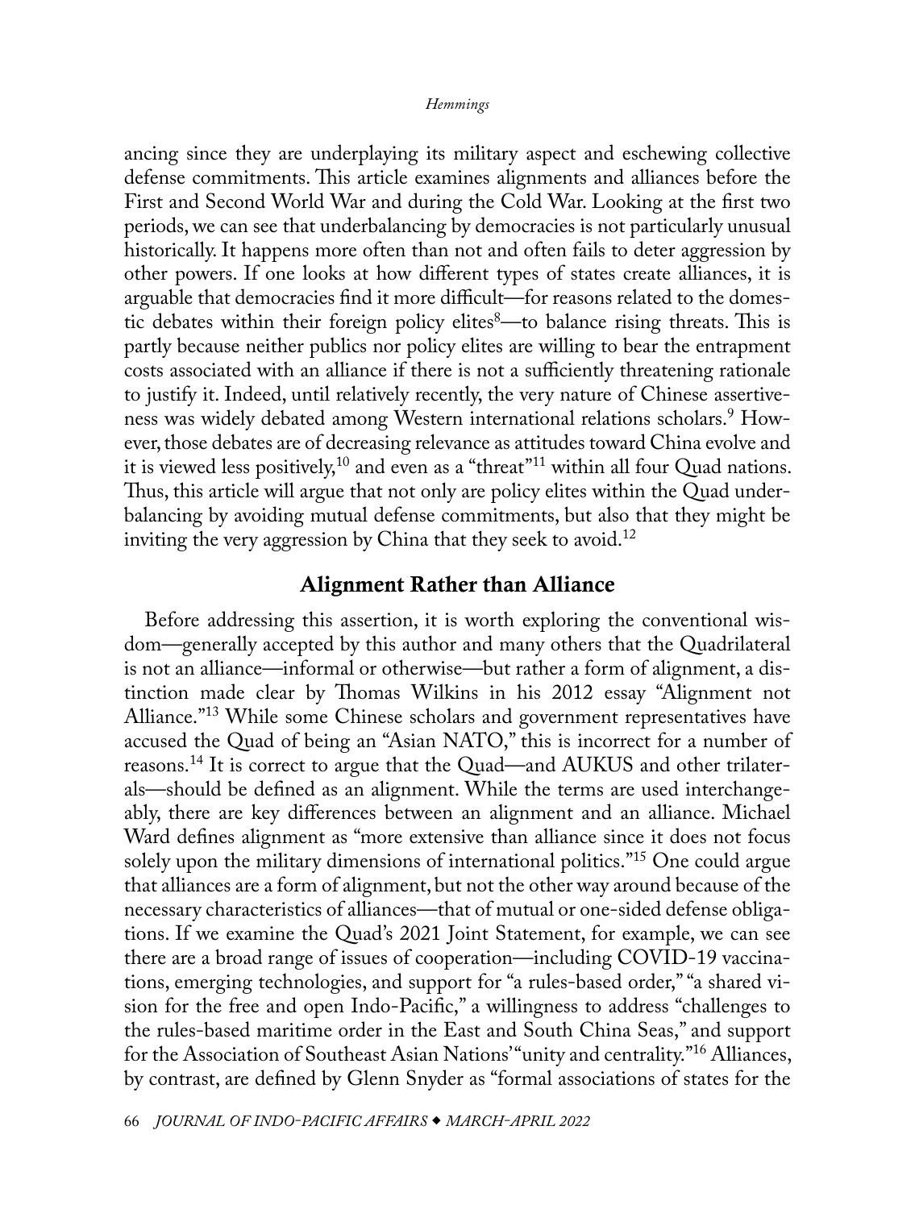ancing since they are underplaying its military aspect and eschewing collective defense commitments. This article examines alignments and alliances before the First and Second World War and during the Cold War. Looking at the first two periods, we can see that underbalancing by democracies is not particularly unusual historically. It happens more often than not and often fails to deter aggression by other powers. If one looks at how different types of states create alliances, it is arguable that democracies find it more difficult—for reasons related to the domestic debates within their foreign policy elites[8]—to balance rising threats. This is partly because neither publics nor policy elites are willing to bear the entrapment costs associated with an alliance if there is not a sufficiently threatening rationale to justify it. Indeed, until relatively recently, the very nature of Chinese assertiveness was widely debated among Western international relations scholars.[9] However, those debates are of decreasing relevance as attitudes toward China evolve and it is viewed less positively,[10] and even as a "threat"[11] within all four Quad nations. Thus, this article will argue that not only are policy elites within the Quad underbalancing by avoiding mutual defense commitments, but also that they might be inviting the very aggression by China that they seek to avoid.[12]

## Alignment Rather than Alliance

Before addressing this assertion, it is worth exploring the conventional wisdom—generally accepted by this author and many others that the Quadrilateral is not an alliance—informal or otherwise—but rather a form of alignment, a distinction made clear by Thomas Wilkins in his 2012 essay "Alignment not Alliance."[13] While some Chinese scholars and government representatives have accused the Quad of being an "Asian NATO," this is incorrect for a number of reasons.[14] It is correct to argue that the Quad—and AUKUS and other trilaterals—should be defined as an alignment. While the terms are used interchangeably, there are key differences between an alignment and an alliance. Michael Ward defines alignment as "more extensive than alliance since it does not focus solely upon the military dimensions of international politics."[15] One could argue that alliances are a form of alignment, but not the other way around because of the necessary characteristics of alliances—that of mutual or one-sided defense obligations. If we examine the Quad's 2021 Joint Statement, for example, we can see there are a broad range of issues of cooperation—including COVID-19 vaccinations, emerging technologies, and support for "a rules-based order," "a shared vision for the free and open Indo-Pacific," a willingness to address "challenges to the rules-based maritime order in the East and South China Seas," and support for the Association of Southeast Asian Nations' "unity and centrality."[16] Alliances, by contrast, are defined by Glenn Snyder as "formal associations of states for the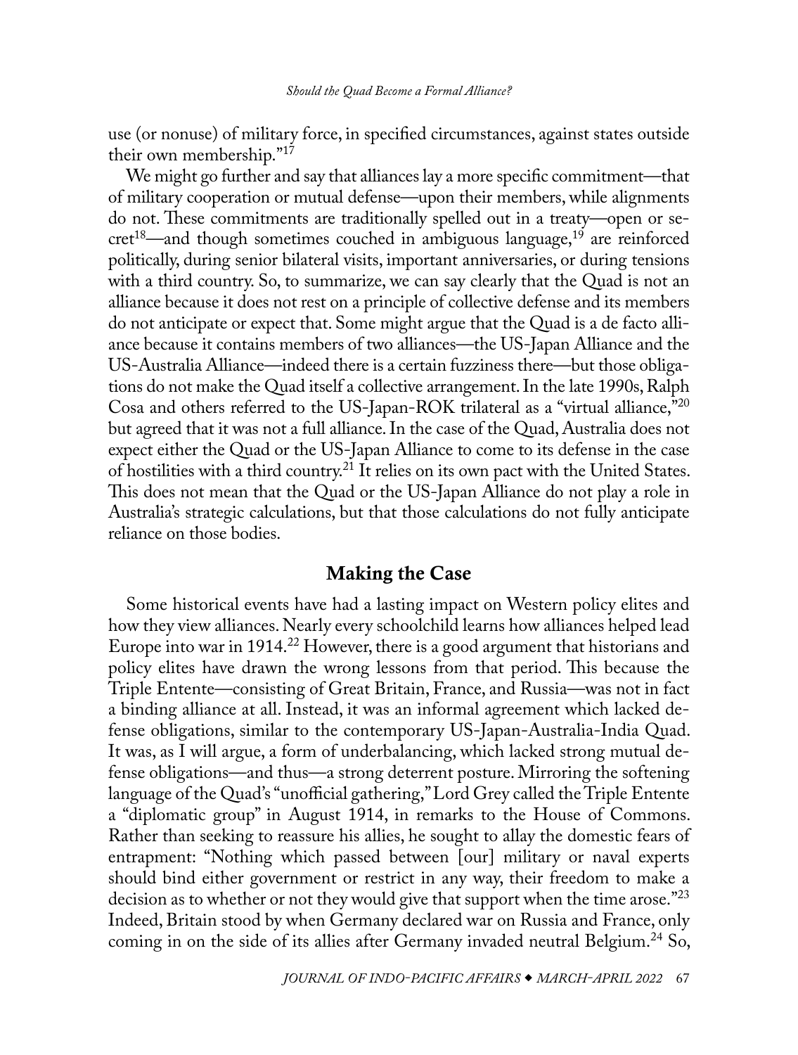use (or nonuse) of military force, in specified circumstances, against states outside their own membership."[17]

We might go further and say that alliances lay a more specific commitment—that of military cooperation or mutual defense—upon their members, while alignments do not. These commitments are traditionally spelled out in a treaty—open or secret[18]—and though sometimes couched in ambiguous language,[19] are reinforced politically, during senior bilateral visits, important anniversaries, or during tensions with a third country. So, to summarize, we can say clearly that the Quad is not an alliance because it does not rest on a principle of collective defense and its members do not anticipate or expect that. Some might argue that the Quad is a de facto alliance because it contains members of two alliances—the US-Japan Alliance and the US-Australia Alliance—indeed there is a certain fuzziness there—but those obligations do not make the Quad itself a collective arrangement. In the late 1990s, Ralph Cosa and others referred to the US-Japan-ROK trilateral as a "virtual alliance,"[20] but agreed that it was not a full alliance. In the case of the Quad, Australia does not expect either the Quad or the US-Japan Alliance to come to its defense in the case of hostilities with a third country.[21] It relies on its own pact with the United States. This does not mean that the Quad or the US-Japan Alliance do not play a role in Australia's strategic calculations, but that those calculations do not fully anticipate reliance on those bodies.

## Making the Case

Some historical events have had a lasting impact on Western policy elites and how they view alliances. Nearly every schoolchild learns how alliances helped lead Europe into war in 1914.[22] However, there is a good argument that historians and policy elites have drawn the wrong lessons from that period. This because the Triple Entente—consisting of Great Britain, France, and Russia—was not in fact a binding alliance at all. Instead, it was an informal agreement which lacked defense obligations, similar to the contemporary US-Japan-Australia-India Quad. It was, as I will argue, a form of underbalancing, which lacked strong mutual defense obligations—and thus—a strong deterrent posture. Mirroring the softening language of the Quad's "unofficial gathering," Lord Grey called the Triple Entente a "diplomatic group" in August 1914, in remarks to the House of Commons. Rather than seeking to reassure his allies, he sought to allay the domestic fears of entrapment: "Nothing which passed between [our] military or naval experts should bind either government or restrict in any way, their freedom to make a decision as to whether or not they would give that support when the time arose."[23] Indeed, Britain stood by when Germany declared war on Russia and France, only coming in on the side of its allies after Germany invaded neutral Belgium.[24] So,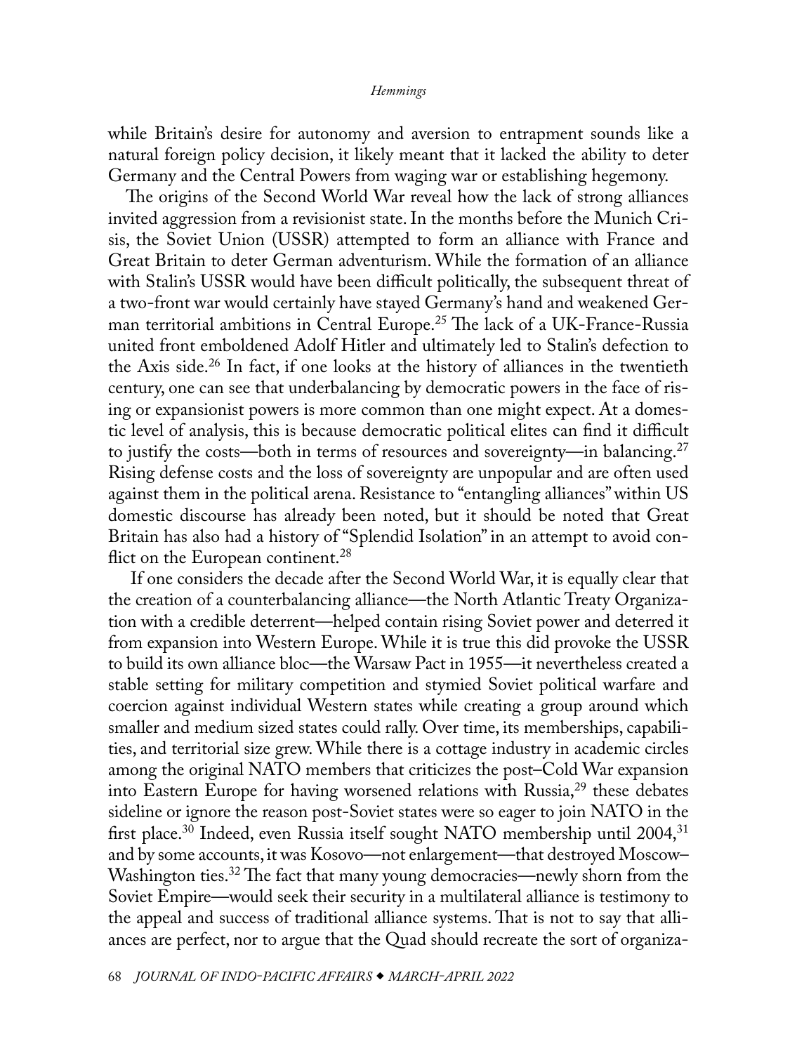while Britain's desire for autonomy and aversion to entrapment sounds like a natural foreign policy decision, it likely meant that it lacked the ability to deter Germany and the Central Powers from waging war or establishing hegemony.

The origins of the Second World War reveal how the lack of strong alliances invited aggression from a revisionist state. In the months before the Munich Crisis, the Soviet Union (USSR) attempted to form an alliance with France and Great Britain to deter German adventurism. While the formation of an alliance with Stalin's USSR would have been difficult politically, the subsequent threat of a two-front war would certainly have stayed Germany's hand and weakened German territorial ambitions in Central Europe.[25] The lack of a UK-France-Russia united front emboldened Adolf Hitler and ultimately led to Stalin's defection to the Axis side.[26] In fact, if one looks at the history of alliances in the twentieth century, one can see that underbalancing by democratic powers in the face of rising or expansionist powers is more common than one might expect. At a domestic level of analysis, this is because democratic political elites can find it difficult to justify the costs—both in terms of resources and sovereignty—in balancing.[27] Rising defense costs and the loss of sovereignty are unpopular and are often used against them in the political arena. Resistance to "entangling alliances" within US domestic discourse has already been noted, but it should be noted that Great Britain has also had a history of "Splendid Isolation" in an attempt to avoid conflict on the European continent.[28]

If one considers the decade after the Second World War, it is equally clear that the creation of a counterbalancing alliance—the North Atlantic Treaty Organization with a credible deterrent—helped contain rising Soviet power and deterred it from expansion into Western Europe. While it is true this did provoke the USSR to build its own alliance bloc—the Warsaw Pact in 1955—it nevertheless created a stable setting for military competition and stymied Soviet political warfare and coercion against individual Western states while creating a group around which smaller and medium sized states could rally. Over time, its memberships, capabilities, and territorial size grew. While there is a cottage industry in academic circles among the original NATO members that criticizes the post–Cold War expansion into Eastern Europe for having worsened relations with Russia,[29] these debates sideline or ignore the reason post-Soviet states were so eager to join NATO in the first place.[30] Indeed, even Russia itself sought NATO membership until 2004,[31] and by some accounts, it was Kosovo—not enlargement—that destroyed Moscow–Washington ties.[32] The fact that many young democracies—newly shorn from the Soviet Empire—would seek their security in a multilateral alliance is testimony to the appeal and success of traditional alliance systems. That is not to say that alliances are perfect, nor to argue that the Quad should recreate the sort of organiza-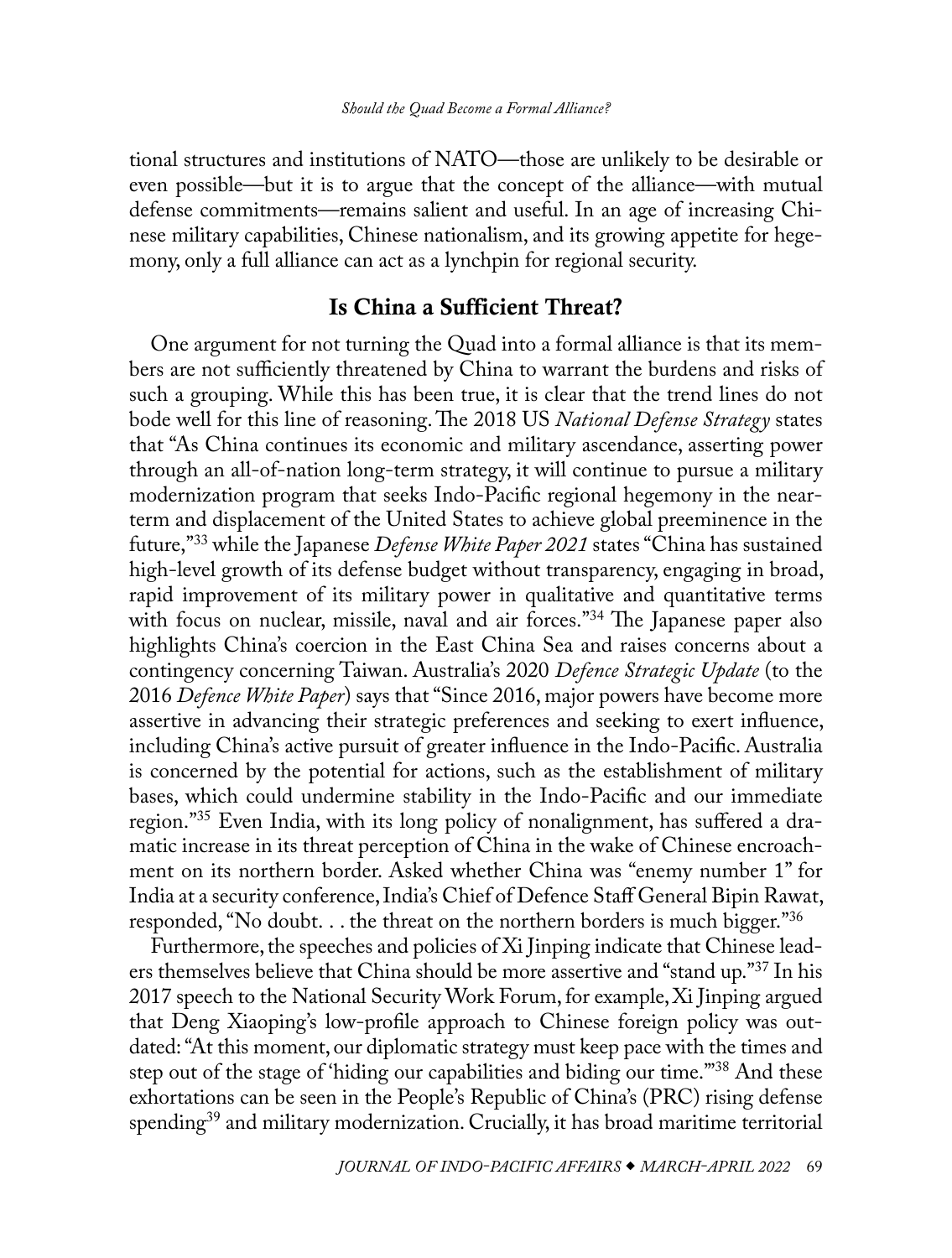tional structures and institutions of NATO—those are unlikely to be desirable or even possible—but it is to argue that the concept of the alliance—with mutual defense commitments—remains salient and useful. In an age of increasing Chinese military capabilities, Chinese nationalism, and its growing appetite for hegemony, only a full alliance can act as a lynchpin for regional security.

## Is China a Sufficient Threat?

One argument for not turning the Quad into a formal alliance is that its members are not sufficiently threatened by China to warrant the burdens and risks of such a grouping. While this has been true, it is clear that the trend lines do not bode well for this line of reasoning. The 2018 US *National Defense Strategy* states that "As China continues its economic and military ascendance, asserting power through an all-of-nation long-term strategy, it will continue to pursue a military modernization program that seeks Indo-Pacific regional hegemony in the near-term and displacement of the United States to achieve global preeminence in the future,"[33] while the Japanese *Defense White Paper 2021* states "China has sustained high-level growth of its defense budget without transparency, engaging in broad, rapid improvement of its military power in qualitative and quantitative terms with focus on nuclear, missile, naval and air forces."[34] The Japanese paper also highlights China's coercion in the East China Sea and raises concerns about a contingency concerning Taiwan. Australia's 2020 *Defence Strategic Update* (to the 2016 *Defence White Paper*) says that "Since 2016, major powers have become more assertive in advancing their strategic preferences and seeking to exert influence, including China's active pursuit of greater influence in the Indo-Pacific. Australia is concerned by the potential for actions, such as the establishment of military bases, which could undermine stability in the Indo-Pacific and our immediate region."[35] Even India, with its long policy of nonalignment, has suffered a dramatic increase in its threat perception of China in the wake of Chinese encroachment on its northern border. Asked whether China was "enemy number 1" for India at a security conference, India's Chief of Defence Staff General Bipin Rawat, responded, "No doubt. . . the threat on the northern borders is much bigger."[36]

Furthermore, the speeches and policies of Xi Jinping indicate that Chinese leaders themselves believe that China should be more assertive and "stand up."[37] In his 2017 speech to the National Security Work Forum, for example, Xi Jinping argued that Deng Xiaoping's low-profile approach to Chinese foreign policy was outdated: "At this moment, our diplomatic strategy must keep pace with the times and step out of the stage of 'hiding our capabilities and biding our time.'"[38] And these exhortations can be seen in the People's Republic of China's (PRC) rising defense spending[39] and military modernization. Crucially, it has broad maritime territorial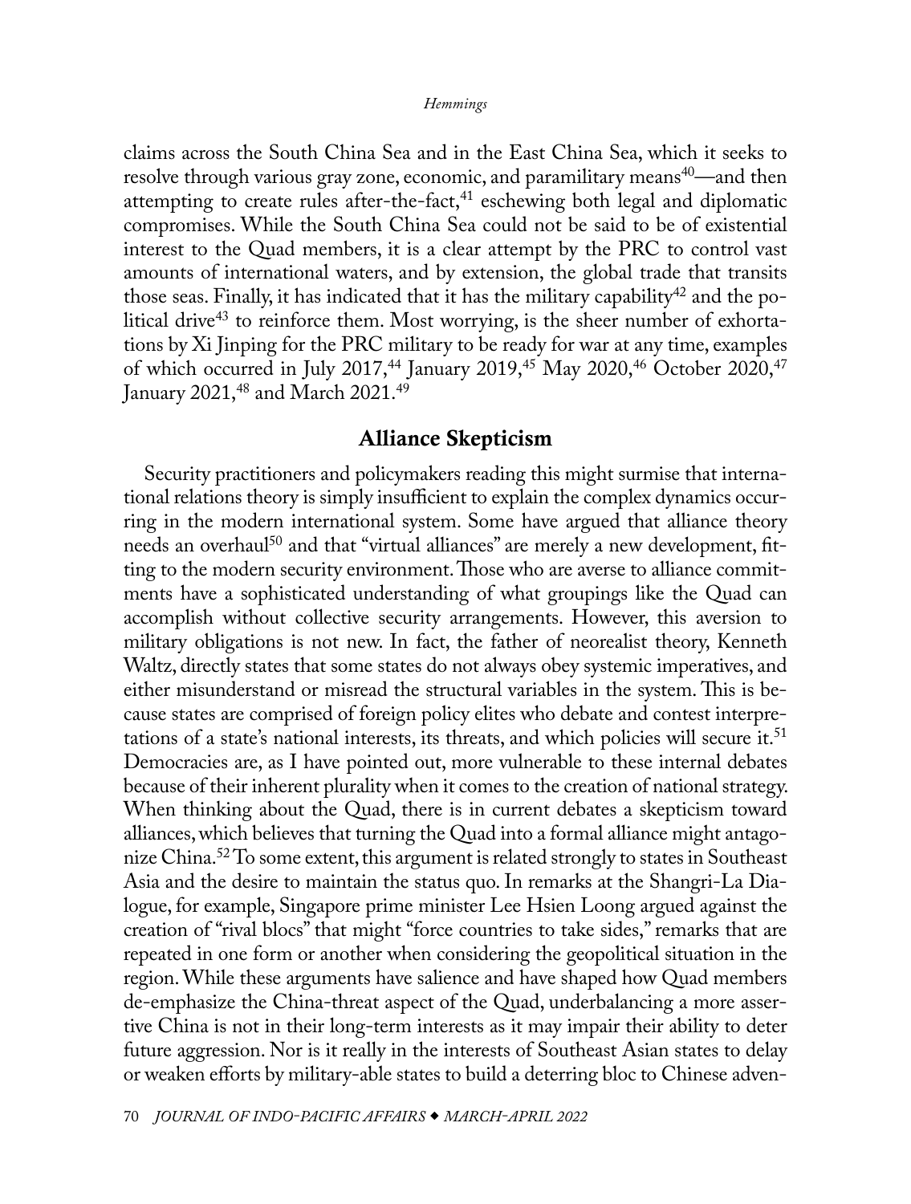claims across the South China Sea and in the East China Sea, which it seeks to resolve through various gray zone, economic, and paramilitary means[40]—and then attempting to create rules after-the-fact,[41] eschewing both legal and diplomatic compromises. While the South China Sea could not be said to be of existential interest to the Quad members, it is a clear attempt by the PRC to control vast amounts of international waters, and by extension, the global trade that transits those seas. Finally, it has indicated that it has the military capability[42] and the political drive[43] to reinforce them. Most worrying, is the sheer number of exhortations by Xi Jinping for the PRC military to be ready for war at any time, examples of which occurred in July 2017,[44] January 2019,[45] May 2020,[46] October 2020,[47] January 2021,[48] and March 2021.[49]

## Alliance Skepticism

Security practitioners and policymakers reading this might surmise that international relations theory is simply insufficient to explain the complex dynamics occurring in the modern international system. Some have argued that alliance theory needs an overhaul[50] and that "virtual alliances" are merely a new development, fitting to the modern security environment. Those who are averse to alliance commitments have a sophisticated understanding of what groupings like the Quad can accomplish without collective security arrangements. However, this aversion to military obligations is not new. In fact, the father of neorealist theory, Kenneth Waltz, directly states that some states do not always obey systemic imperatives, and either misunderstand or misread the structural variables in the system. This is because states are comprised of foreign policy elites who debate and contest interpretations of a state's national interests, its threats, and which policies will secure it.[51] Democracies are, as I have pointed out, more vulnerable to these internal debates because of their inherent plurality when it comes to the creation of national strategy. When thinking about the Quad, there is in current debates a skepticism toward alliances, which believes that turning the Quad into a formal alliance might antagonize China.[52] To some extent, this argument is related strongly to states in Southeast Asia and the desire to maintain the status quo. In remarks at the Shangri-La Dialogue, for example, Singapore prime minister Lee Hsien Loong argued against the creation of "rival blocs" that might "force countries to take sides," remarks that are repeated in one form or another when considering the geopolitical situation in the region. While these arguments have salience and have shaped how Quad members de-emphasize the China-threat aspect of the Quad, underbalancing a more assertive China is not in their long-term interests as it may impair their ability to deter future aggression. Nor is it really in the interests of Southeast Asian states to delay or weaken efforts by military-able states to build a deterring bloc to Chinese adven-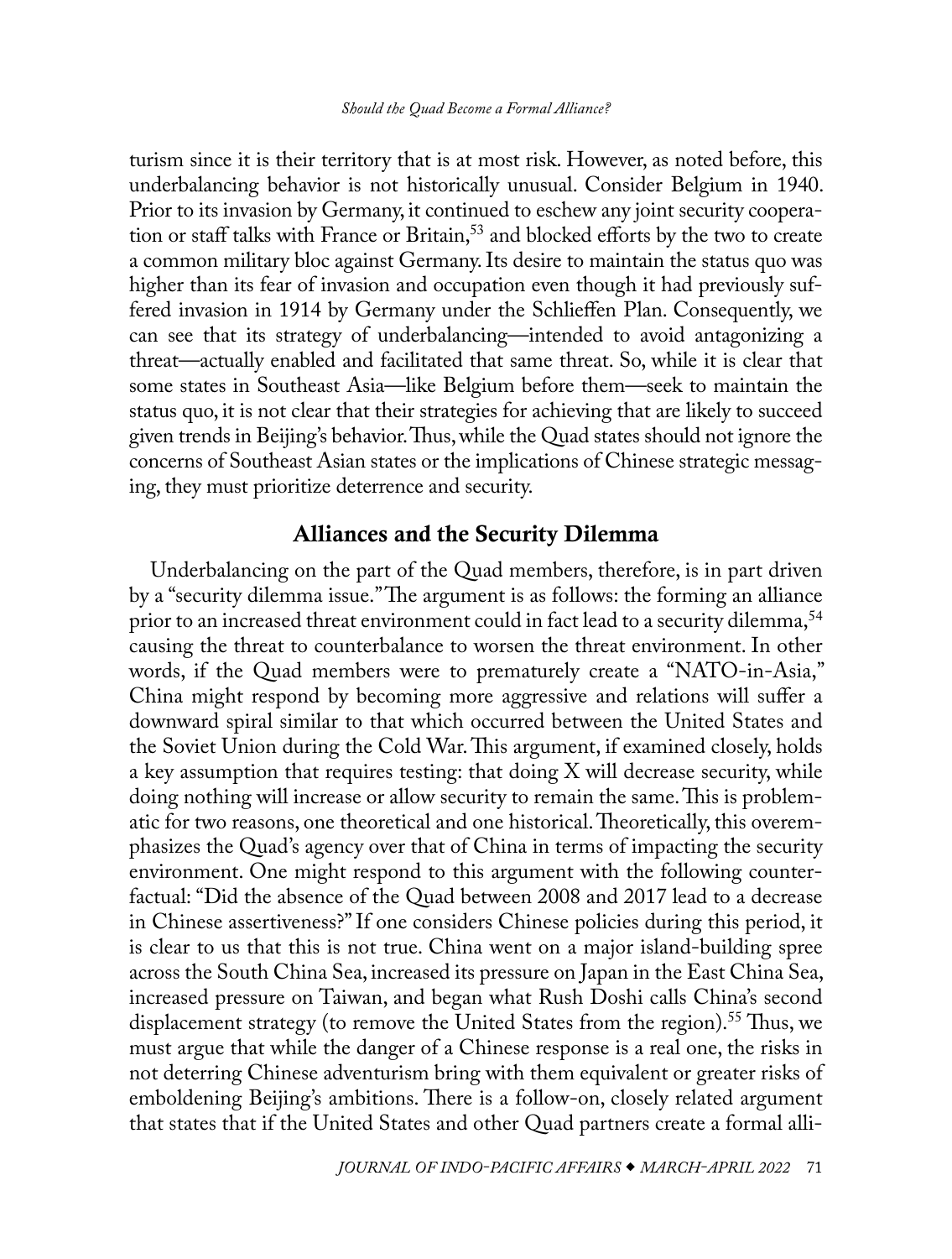turism since it is their territory that is at most risk. However, as noted before, this underbalancing behavior is not historically unusual. Consider Belgium in 1940. Prior to its invasion by Germany, it continued to eschew any joint security cooperation or staff talks with France or Britain,[53] and blocked efforts by the two to create a common military bloc against Germany. Its desire to maintain the status quo was higher than its fear of invasion and occupation even though it had previously suffered invasion in 1914 by Germany under the Schlieffen Plan. Consequently, we can see that its strategy of underbalancing—intended to avoid antagonizing a threat—actually enabled and facilitated that same threat. So, while it is clear that some states in Southeast Asia—like Belgium before them—seek to maintain the status quo, it is not clear that their strategies for achieving that are likely to succeed given trends in Beijing's behavior. Thus, while the Quad states should not ignore the concerns of Southeast Asian states or the implications of Chinese strategic messaging, they must prioritize deterrence and security.

## Alliances and the Security Dilemma

Underbalancing on the part of the Quad members, therefore, is in part driven by a "security dilemma issue." The argument is as follows: the forming an alliance prior to an increased threat environment could in fact lead to a security dilemma,[54] causing the threat to counterbalance to worsen the threat environment. In other words, if the Quad members were to prematurely create a "NATO-in-Asia," China might respond by becoming more aggressive and relations will suffer a downward spiral similar to that which occurred between the United States and the Soviet Union during the Cold War. This argument, if examined closely, holds a key assumption that requires testing: that doing X will decrease security, while doing nothing will increase or allow security to remain the same. This is problematic for two reasons, one theoretical and one historical. Theoretically, this overemphasizes the Quad's agency over that of China in terms of impacting the security environment. One might respond to this argument with the following counterfactual: "Did the absence of the Quad between 2008 and 2017 lead to a decrease in Chinese assertiveness?" If one considers Chinese policies during this period, it is clear to us that this is not true. China went on a major island-building spree across the South China Sea, increased its pressure on Japan in the East China Sea, increased pressure on Taiwan, and began what Rush Doshi calls China's second displacement strategy (to remove the United States from the region).[55] Thus, we must argue that while the danger of a Chinese response is a real one, the risks in not deterring Chinese adventurism bring with them equivalent or greater risks of emboldening Beijing's ambitions. There is a follow-on, closely related argument that states that if the United States and other Quad partners create a formal alli-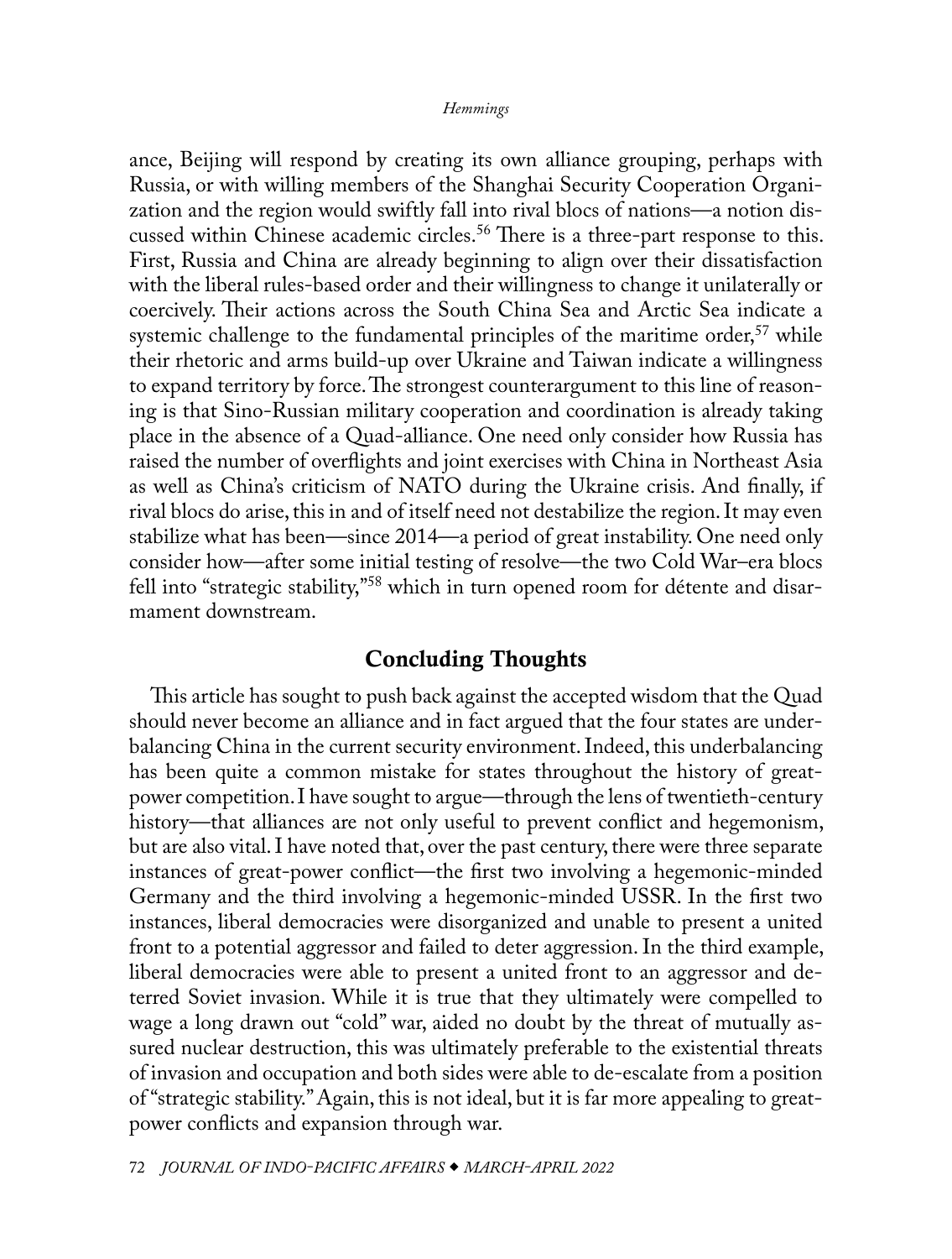ance, Beijing will respond by creating its own alliance grouping, perhaps with Russia, or with willing members of the Shanghai Security Cooperation Organization and the region would swiftly fall into rival blocs of nations—a notion discussed within Chinese academic circles.[56] There is a three-part response to this. First, Russia and China are already beginning to align over their dissatisfaction with the liberal rules-based order and their willingness to change it unilaterally or coercively. Their actions across the South China Sea and Arctic Sea indicate a systemic challenge to the fundamental principles of the maritime order,[57] while their rhetoric and arms build-up over Ukraine and Taiwan indicate a willingness to expand territory by force. The strongest counterargument to this line of reasoning is that Sino-Russian military cooperation and coordination is already taking place in the absence of a Quad-alliance. One need only consider how Russia has raised the number of overflights and joint exercises with China in Northeast Asia as well as China's criticism of NATO during the Ukraine crisis. And finally, if rival blocs do arise, this in and of itself need not destabilize the region. It may even stabilize what has been—since 2014—a period of great instability. One need only consider how—after some initial testing of resolve—the two Cold War–era blocs fell into "strategic stability,"[58] which in turn opened room for détente and disarmament downstream.

## Concluding Thoughts

This article has sought to push back against the accepted wisdom that the Quad should never become an alliance and in fact argued that the four states are underbalancing China in the current security environment. Indeed, this underbalancing has been quite a common mistake for states throughout the history of great-power competition. I have sought to argue—through the lens of twentieth-century history—that alliances are not only useful to prevent conflict and hegemonism, but are also vital. I have noted that, over the past century, there were three separate instances of great-power conflict—the first two involving a hegemonic-minded Germany and the third involving a hegemonic-minded USSR. In the first two instances, liberal democracies were disorganized and unable to present a united front to a potential aggressor and failed to deter aggression. In the third example, liberal democracies were able to present a united front to an aggressor and deterred Soviet invasion. While it is true that they ultimately were compelled to wage a long drawn out "cold" war, aided no doubt by the threat of mutually assured nuclear destruction, this was ultimately preferable to the existential threats of invasion and occupation and both sides were able to de-escalate from a position of "strategic stability." Again, this is not ideal, but it is far more appealing to great-power conflicts and expansion through war.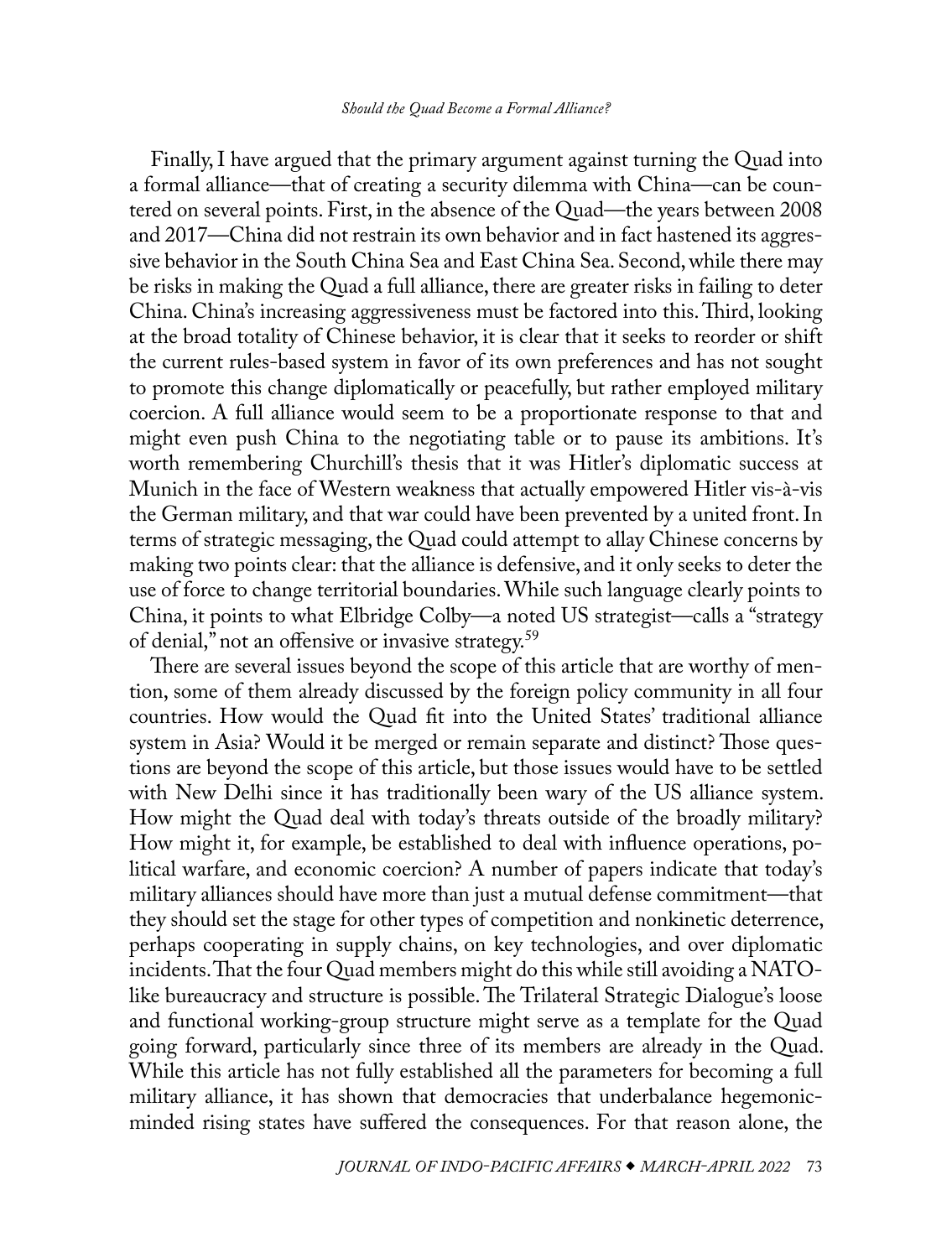Finally, I have argued that the primary argument against turning the Quad into a formal alliance—that of creating a security dilemma with China—can be countered on several points. First, in the absence of the Quad—the years between 2008 and 2017—China did not restrain its own behavior and in fact hastened its aggressive behavior in the South China Sea and East China Sea. Second, while there may be risks in making the Quad a full alliance, there are greater risks in failing to deter China. China's increasing aggressiveness must be factored into this. Third, looking at the broad totality of Chinese behavior, it is clear that it seeks to reorder or shift the current rules-based system in favor of its own preferences and has not sought to promote this change diplomatically or peacefully, but rather employed military coercion. A full alliance would seem to be a proportionate response to that and might even push China to the negotiating table or to pause its ambitions. It's worth remembering Churchill's thesis that it was Hitler's diplomatic success at Munich in the face of Western weakness that actually empowered Hitler vis-à-vis the German military, and that war could have been prevented by a united front. In terms of strategic messaging, the Quad could attempt to allay Chinese concerns by making two points clear: that the alliance is defensive, and it only seeks to deter the use of force to change territorial boundaries. While such language clearly points to China, it points to what Elbridge Colby—a noted US strategist—calls a "strategy of denial," not an offensive or invasive strategy.[59]

There are several issues beyond the scope of this article that are worthy of mention, some of them already discussed by the foreign policy community in all four countries. How would the Quad fit into the United States' traditional alliance system in Asia? Would it be merged or remain separate and distinct? Those questions are beyond the scope of this article, but those issues would have to be settled with New Delhi since it has traditionally been wary of the US alliance system. How might the Quad deal with today's threats outside of the broadly military? How might it, for example, be established to deal with influence operations, political warfare, and economic coercion? A number of papers indicate that today's military alliances should have more than just a mutual defense commitment—that they should set the stage for other types of competition and nonkinetic deterrence, perhaps cooperating in supply chains, on key technologies, and over diplomatic incidents. That the four Quad members might do this while still avoiding a NATO-like bureaucracy and structure is possible. The Trilateral Strategic Dialogue's loose and functional working-group structure might serve as a template for the Quad going forward, particularly since three of its members are already in the Quad. While this article has not fully established all the parameters for becoming a full military alliance, it has shown that democracies that underbalance hegemonic-minded rising states have suffered the consequences. For that reason alone, the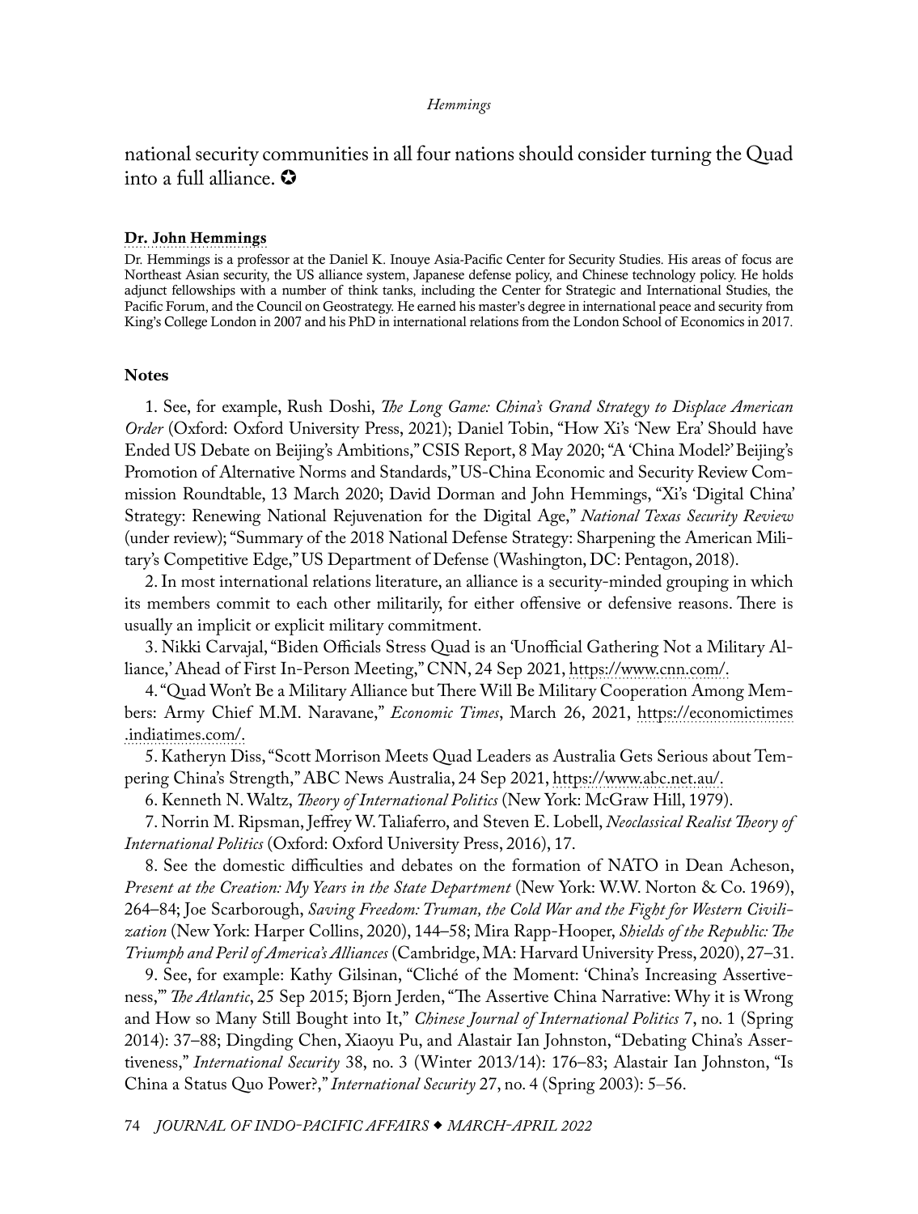national security communities in all four nations should consider turning the Quad into a full alliance. ✪

**Dr. John Hemmings**

Dr. Hemmings is a professor at the Daniel K. Inouye Asia-Pacific Center for Security Studies. His areas of focus are Northeast Asian security, the US alliance system, Japanese defense policy, and Chinese technology policy. He holds adjunct fellowships with a number of think tanks, including the Center for Strategic and International Studies, the Pacific Forum, and the Council on Geostrategy. He earned his master's degree in international peace and security from King's College London in 2007 and his PhD in international relations from the London School of Economics in 2017.

## Notes

1. See, for example, Rush Doshi, *The Long Game: China's Grand Strategy to Displace American Order* (Oxford: Oxford University Press, 2021); Daniel Tobin, "How Xi's 'New Era' Should have Ended US Debate on Beijing's Ambitions," CSIS Report, 8 May 2020; "A 'China Model?' Beijing's Promotion of Alternative Norms and Standards," US-China Economic and Security Review Commission Roundtable, 13 March 2020; David Dorman and John Hemmings, "Xi's 'Digital China' Strategy: Renewing National Rejuvenation for the Digital Age," *National Texas Security Review* (under review); "Summary of the 2018 National Defense Strategy: Sharpening the American Military's Competitive Edge," US Department of Defense (Washington, DC: Pentagon, 2018).

2. In most international relations literature, an alliance is a security-minded grouping in which its members commit to each other militarily, for either offensive or defensive reasons. There is usually an implicit or explicit military commitment.

3. Nikki Carvajal, "Biden Officials Stress Quad is an 'Unofficial Gathering Not a Military Alliance,' Ahead of First In-Person Meeting," CNN, 24 Sep 2021, https://www.cnn.com/.

4. "Quad Won't Be a Military Alliance but There Will Be Military Cooperation Among Members: Army Chief M.M. Naravane," *Economic Times*, March 26, 2021, https://economictimes.indiatimes.com/.

5. Katheryn Diss, "Scott Morrison Meets Quad Leaders as Australia Gets Serious about Tempering China's Strength," ABC News Australia, 24 Sep 2021, https://www.abc.net.au/.

6. Kenneth N. Waltz, *Theory of International Politics* (New York: McGraw Hill, 1979).

7. Norrin M. Ripsman, Jeffrey W. Taliaferro, and Steven E. Lobell, *Neoclassical Realist Theory of International Politics* (Oxford: Oxford University Press, 2016), 17.

8. See the domestic difficulties and debates on the formation of NATO in Dean Acheson, *Present at the Creation: My Years in the State Department* (New York: W.W. Norton & Co. 1969), 264–84; Joe Scarborough, *Saving Freedom: Truman, the Cold War and the Fight for Western Civilization* (New York: Harper Collins, 2020), 144–58; Mira Rapp-Hooper, *Shields of the Republic: The Triumph and Peril of America's Alliances* (Cambridge, MA: Harvard University Press, 2020), 27–31.

9. See, for example: Kathy Gilsinan, "Cliché of the Moment: 'China's Increasing Assertiveness,'" *The Atlantic*, 25 Sep 2015; Bjorn Jerden, "The Assertive China Narrative: Why it is Wrong and How so Many Still Bought into It," *Chinese Journal of International Politics* 7, no. 1 (Spring 2014): 37–88; Dingding Chen, Xiaoyu Pu, and Alastair Ian Johnston, "Debating China's Assertiveness," *International Security* 38, no. 3 (Winter 2013/14): 176–83; Alastair Ian Johnston, "Is China a Status Quo Power?," *International Security* 27, no. 4 (Spring 2003): 5–56.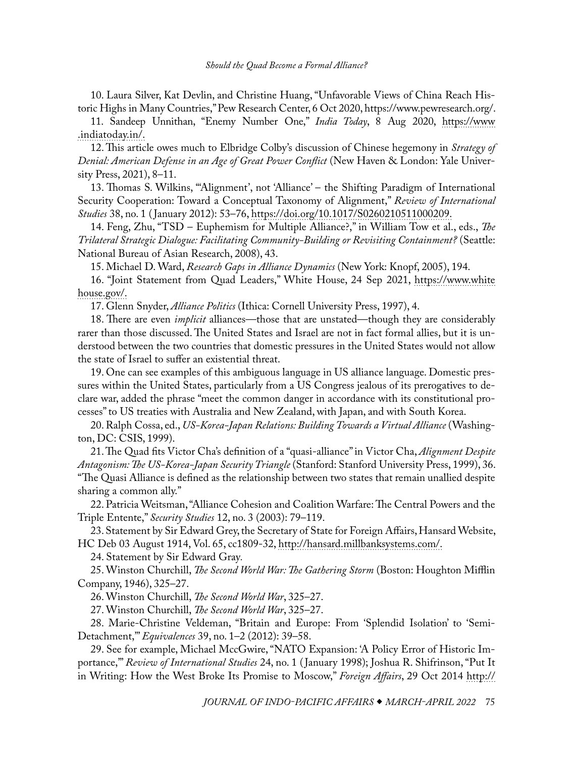10. Laura Silver, Kat Devlin, and Christine Huang, "Unfavorable Views of China Reach Historic Highs in Many Countries," Pew Research Center, 6 Oct 2020, https://www.pewresearch.org/.

11. Sandeep Unnithan, "Enemy Number One," *India Today*, 8 Aug 2020, https://www.indiatoday.in/.

12. This article owes much to Elbridge Colby's discussion of Chinese hegemony in *Strategy of Denial: American Defense in an Age of Great Power Conflict* (New Haven & London: Yale University Press, 2021), 8–11.

13. Thomas S. Wilkins, "'Alignment', not 'Alliance' – the Shifting Paradigm of International Security Cooperation: Toward a Conceptual Taxonomy of Alignment," *Review of International Studies* 38, no. 1 (January 2012): 53–76, https://doi.org/10.1017/S0260210511000209.

14. Feng, Zhu, "TSD – Euphemism for Multiple Alliance?," in William Tow et al., eds., *The Trilateral Strategic Dialogue: Facilitating Community-Building or Revisiting Containment?* (Seattle: National Bureau of Asian Research, 2008), 43.

15. Michael D. Ward, *Research Gaps in Alliance Dynamics* (New York: Knopf, 2005), 194.

16. "Joint Statement from Quad Leaders," White House, 24 Sep 2021, https://www.whitehouse.gov/.

17. Glenn Snyder, *Alliance Politics* (Ithica: Cornell University Press, 1997), 4.

18. There are even *implicit* alliances—those that are unstated—though they are considerably rarer than those discussed. The United States and Israel are not in fact formal allies, but it is understood between the two countries that domestic pressures in the United States would not allow the state of Israel to suffer an existential threat.

19. One can see examples of this ambiguous language in US alliance language. Domestic pressures within the United States, particularly from a US Congress jealous of its prerogatives to declare war, added the phrase "meet the common danger in accordance with its constitutional processes" to US treaties with Australia and New Zealand, with Japan, and with South Korea.

20. Ralph Cossa, ed., *US-Korea-Japan Relations: Building Towards a Virtual Alliance* (Washington, DC: CSIS, 1999).

21. The Quad fits Victor Cha's definition of a "quasi-alliance" in Victor Cha, *Alignment Despite Antagonism: The US-Korea-Japan Security Triangle* (Stanford: Stanford University Press, 1999), 36. "The Quasi Alliance is defined as the relationship between two states that remain unallied despite sharing a common ally."

22. Patricia Weitsman, "Alliance Cohesion and Coalition Warfare: The Central Powers and the Triple Entente," *Security Studies* 12, no. 3 (2003): 79–119.

23. Statement by Sir Edward Grey, the Secretary of State for Foreign Affairs, Hansard Website, HC Deb 03 August 1914, Vol. 65, cc1809-32, http://hansard.millbanksystems.com/.

24. Statement by Sir Edward Gray.

25. Winston Churchill, *The Second World War: The Gathering Storm* (Boston: Houghton Mifflin Company, 1946), 325–27.

26. Winston Churchill, *The Second World War*, 325–27.

27. Winston Churchill, *The Second World War*, 325–27.

28. Marie-Christine Veldeman, "Britain and Europe: From 'Splendid Isolation' to 'Semi-Detachment,'" *Equivalences* 39, no. 1–2 (2012): 39–58.

29. See for example, Michael McCGwire, "NATO Expansion: 'A Policy Error of Historic Importance,'" *Review of International Studies* 24, no. 1 (January 1998); Joshua R. Shifrinson, "Put It in Writing: How the West Broke Its Promise to Moscow," *Foreign Affairs*, 29 Oct 2014 http://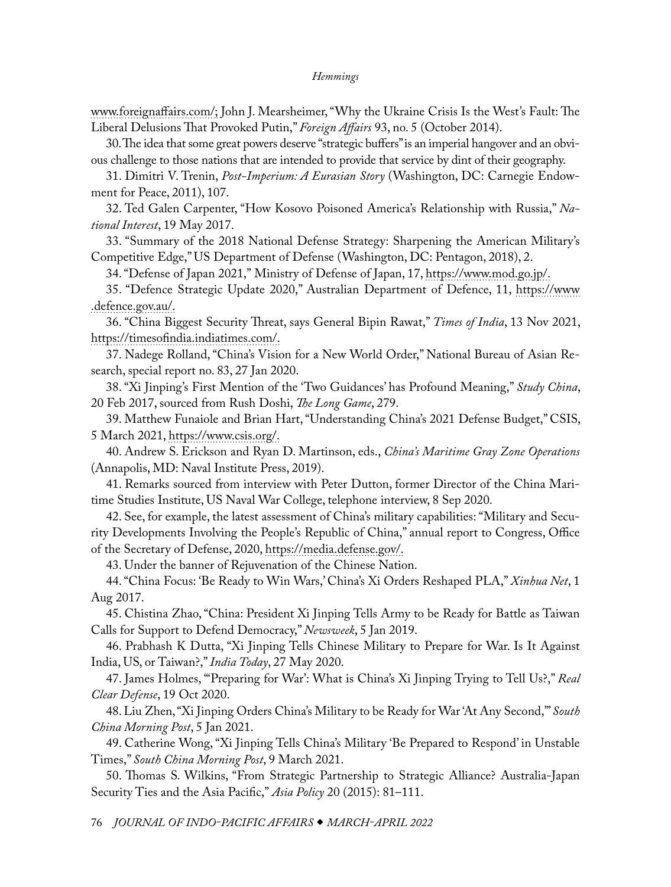www.foreignaffairs.com/; John J. Mearsheimer, "Why the Ukraine Crisis Is the West's Fault: The Liberal Delusions That Provoked Putin," *Foreign Affairs* 93, no. 5 (October 2014).

30. The idea that some great powers deserve "strategic buffers" is an imperial hangover and an obvious challenge to those nations that are intended to provide that service by dint of their geography.

31. Dimitri V. Trenin, *Post-Imperium: A Eurasian Story* (Washington, DC: Carnegie Endowment for Peace, 2011), 107.

32. Ted Galen Carpenter, "How Kosovo Poisoned America's Relationship with Russia," *National Interest*, 19 May 2017.

33. "Summary of the 2018 National Defense Strategy: Sharpening the American Military's Competitive Edge," US Department of Defense (Washington, DC: Pentagon, 2018), 2.

34. "Defense of Japan 2021," Ministry of Defense of Japan, 17, https://www.mod.go.jp/.

35. "Defence Strategic Update 2020," Australian Department of Defence, 11, https://www.defence.gov.au/.

36. "China Biggest Security Threat, says General Bipin Rawat," *Times of India*, 13 Nov 2021, https://timesofindia.indiatimes.com/.

37. Nadege Rolland, "China's Vision for a New World Order," National Bureau of Asian Research, special report no. 83, 27 Jan 2020.

38. "Xi Jinping's First Mention of the 'Two Guidances' has Profound Meaning," *Study China*, 20 Feb 2017, sourced from Rush Doshi, *The Long Game*, 279.

39. Matthew Funaiole and Brian Hart, "Understanding China's 2021 Defense Budget," CSIS, 5 March 2021, https://www.csis.org/.

40. Andrew S. Erickson and Ryan D. Martinson, eds., *China's Maritime Gray Zone Operations* (Annapolis, MD: Naval Institute Press, 2019).

41. Remarks sourced from interview with Peter Dutton, former Director of the China Maritime Studies Institute, US Naval War College, telephone interview, 8 Sep 2020.

42. See, for example, the latest assessment of China's military capabilities: "Military and Security Developments Involving the People's Republic of China," annual report to Congress, Office of the Secretary of Defense, 2020, https://media.defense.gov/.

43. Under the banner of Rejuvenation of the Chinese Nation.

44. "China Focus: 'Be Ready to Win Wars,' China's Xi Orders Reshaped PLA," *Xinhua Net*, 1 Aug 2017.

45. Chistina Zhao, "China: President Xi Jinping Tells Army to be Ready for Battle as Taiwan Calls for Support to Defend Democracy," *Newsweek*, 5 Jan 2019.

46. Prabhash K Dutta, "Xi Jinping Tells Chinese Military to Prepare for War. Is It Against India, US, or Taiwan?," *India Today*, 27 May 2020.

47. James Holmes, "'Preparing for War': What is China's Xi Jinping Trying to Tell Us?," *Real Clear Defense*, 19 Oct 2020.

48. Liu Zhen, "Xi Jinping Orders China's Military to be Ready for War 'At Any Second,'" *South China Morning Post*, 5 Jan 2021.

49. Catherine Wong, "Xi Jinping Tells China's Military 'Be Prepared to Respond' in Unstable Times," *South China Morning Post*, 9 March 2021.

50. Thomas S. Wilkins, "From Strategic Partnership to Strategic Alliance? Australia-Japan Security Ties and the Asia Pacific," *Asia Policy* 20 (2015): 81–111.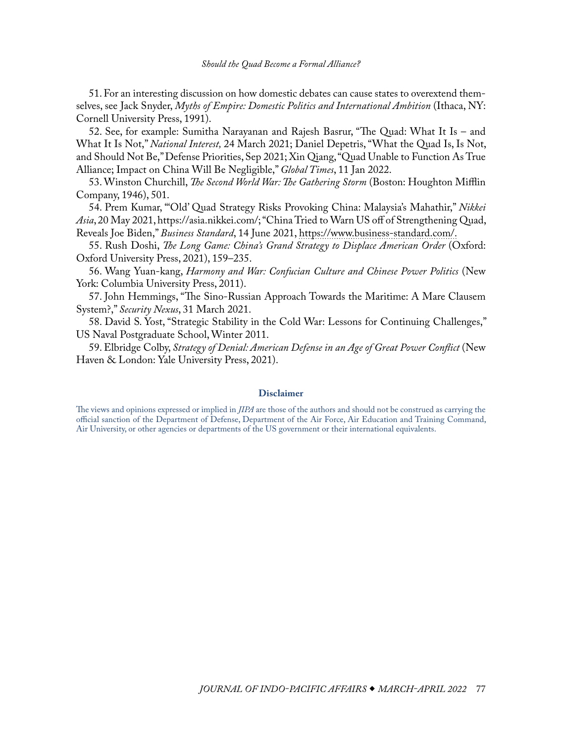51. For an interesting discussion on how domestic debates can cause states to overextend themselves, see Jack Snyder, *Myths of Empire: Domestic Politics and International Ambition* (Ithaca, NY: Cornell University Press, 1991).

52. See, for example: Sumitha Narayanan and Rajesh Basrur, "The Quad: What It Is – and What It Is Not," *National Interest,* 24 March 2021; Daniel Depetris, "What the Quad Is, Is Not, and Should Not Be," Defense Priorities, Sep 2021; Xin Qiang, "Quad Unable to Function As True Alliance; Impact on China Will Be Negligible," *Global Times*, 11 Jan 2022.

53. Winston Churchill, *The Second World War: The Gathering Storm* (Boston: Houghton Mifflin Company, 1946), 501.

54. Prem Kumar, "'Old' Quad Strategy Risks Provoking China: Malaysia's Mahathir," *Nikkei Asia*, 20 May 2021, https://asia.nikkei.com/; "China Tried to Warn US off of Strengthening Quad, Reveals Joe Biden," *Business Standard*, 14 June 2021, https://www.business-standard.com/.

55. Rush Doshi, *The Long Game: China's Grand Strategy to Displace American Order* (Oxford: Oxford University Press, 2021), 159–235.

56. Wang Yuan-kang, *Harmony and War: Confucian Culture and Chinese Power Politics* (New York: Columbia University Press, 2011).

57. John Hemmings, "The Sino-Russian Approach Towards the Maritime: A Mare Clausem System?," *Security Nexus*, 31 March 2021.

58. David S. Yost, "Strategic Stability in the Cold War: Lessons for Continuing Challenges," US Naval Postgraduate School, Winter 2011.

59. Elbridge Colby, *Strategy of Denial: American Defense in an Age of Great Power Conflict* (New Haven & London: Yale University Press, 2021).

**Disclaimer**

The views and opinions expressed or implied in *JIPA* are those of the authors and should not be construed as carrying the official sanction of the Department of Defense, Department of the Air Force, Air Education and Training Command, Air University, or other agencies or departments of the US government or their international equivalents.